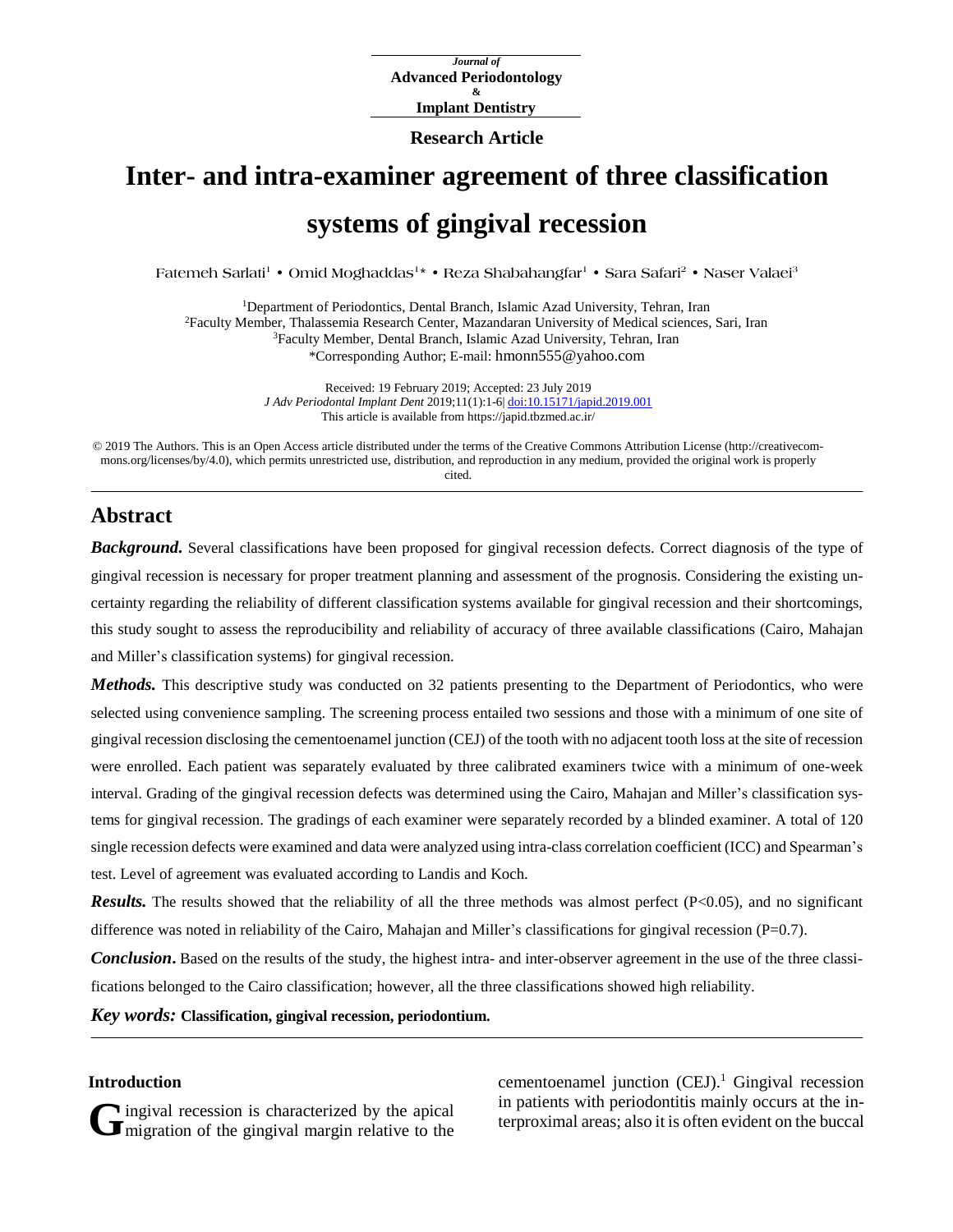Journal of
**Advanced Periodontology**
&
**Implant Dentistry**

**Research Article**

# Inter- and intra-examiner agreement of three classification systems of gingival recession

Fatemeh Sarlati[1] • Omid Moghaddas[1]* • Reza Shabahangfar[1] • Sara Safari[2] • Naser Valaei[3]

[1]Department of Periodontics, Dental Branch, Islamic Azad University, Tehran, Iran
[2]Faculty Member, Thalassemia Research Center, Mazandaran University of Medical sciences, Sari, Iran
[3]Faculty Member, Dental Branch, Islamic Azad University, Tehran, Iran
*Corresponding Author; E-mail: hmonn555@yahoo.com

Received: 19 February 2019; Accepted: 23 July 2019
*J Adv Periodontal Implant Dent* 2019;11(1):1-6| doi:10.15171/japid.2019.001
This article is available from https://japid.tbzmed.ac.ir/

© 2019 The Authors. This is an Open Access article distributed under the terms of the Creative Commons Attribution License (http://creativecommons.org/licenses/by/4.0), which permits unrestricted use, distribution, and reproduction in any medium, provided the original work is properly cited.

## Abstract

***Background.*** Several classifications have been proposed for gingival recession defects. Correct diagnosis of the type of gingival recession is necessary for proper treatment planning and assessment of the prognosis. Considering the existing uncertainty regarding the reliability of different classification systems available for gingival recession and their shortcomings, this study sought to assess the reproducibility and reliability of accuracy of three available classifications (Cairo, Mahajan and Miller's classification systems) for gingival recession.

***Methods.*** This descriptive study was conducted on 32 patients presenting to the Department of Periodontics, who were selected using convenience sampling. The screening process entailed two sessions and those with a minimum of one site of gingival recession disclosing the cementoenamel junction (CEJ) of the tooth with no adjacent tooth loss at the site of recession were enrolled. Each patient was separately evaluated by three calibrated examiners twice with a minimum of one-week interval. Grading of the gingival recession defects was determined using the Cairo, Mahajan and Miller's classification systems for gingival recession. The gradings of each examiner were separately recorded by a blinded examiner. A total of 120 single recession defects were examined and data were analyzed using intra-class correlation coefficient (ICC) and Spearman's test. Level of agreement was evaluated according to Landis and Koch.

***Results.*** The results showed that the reliability of all the three methods was almost perfect ($P<0.05$), and no significant difference was noted in reliability of the Cairo, Mahajan and Miller's classifications for gingival recession ($P=0.7$).

***Conclusion*.** Based on the results of the study, the highest intra- and inter-observer agreement in the use of the three classifications belonged to the Cairo classification; however, all the three classifications showed high reliability.

***Key words:*** **Classification, gingival recession, periodontium.**

## Introduction

Gingival recession is characterized by the apical migration of the gingival margin relative to the cementoenamel junction (CEJ).[1] Gingival recession in patients with periodontitis mainly occurs at the interproximal areas; also it is often evident on the buccal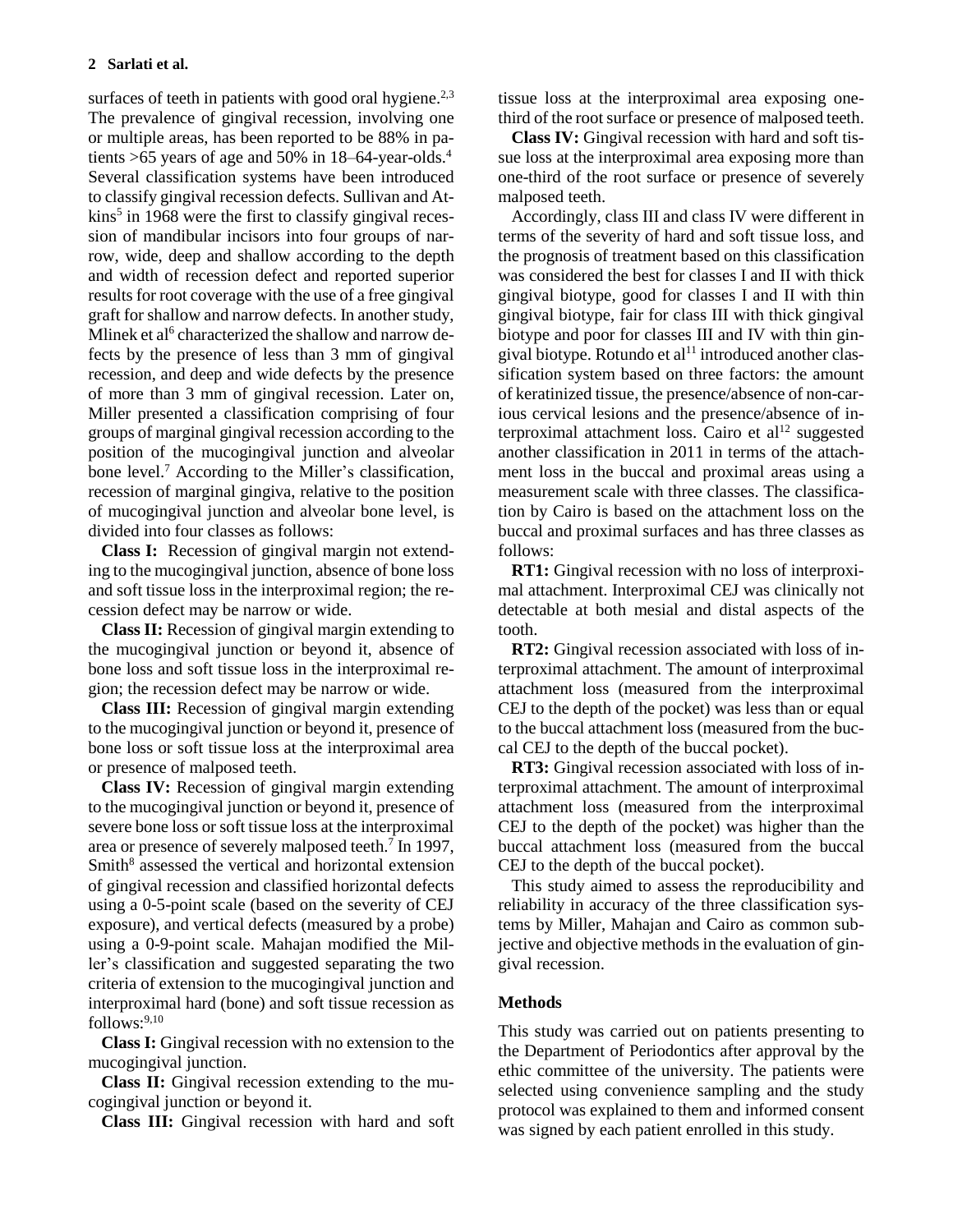surfaces of teeth in patients with good oral hygiene.[2,3] The prevalence of gingival recession, involving one or multiple areas, has been reported to be 88% in patients >65 years of age and 50% in 18–64-year-olds.[4] Several classification systems have been introduced to classify gingival recession defects. Sullivan and Atkins[5] in 1968 were the first to classify gingival recession of mandibular incisors into four groups of narrow, wide, deep and shallow according to the depth and width of recession defect and reported superior results for root coverage with the use of a free gingival graft for shallow and narrow defects. In another study, Mlinek et al[6] characterized the shallow and narrow defects by the presence of less than 3 mm of gingival recession, and deep and wide defects by the presence of more than 3 mm of gingival recession. Later on, Miller presented a classification comprising of four groups of marginal gingival recession according to the position of the mucogingival junction and alveolar bone level.[7] According to the Miller's classification, recession of marginal gingiva, relative to the position of mucogingival junction and alveolar bone level, is divided into four classes as follows:

**Class I:** Recession of gingival margin not extending to the mucogingival junction, absence of bone loss and soft tissue loss in the interproximal region; the recession defect may be narrow or wide.

**Class II:** Recession of gingival margin extending to the mucogingival junction or beyond it, absence of bone loss and soft tissue loss in the interproximal region; the recession defect may be narrow or wide.

**Class III:** Recession of gingival margin extending to the mucogingival junction or beyond it, presence of bone loss or soft tissue loss at the interproximal area or presence of malposed teeth.

**Class IV:** Recession of gingival margin extending to the mucogingival junction or beyond it, presence of severe bone loss or soft tissue loss at the interproximal area or presence of severely malposed teeth.[7] In 1997, Smith[8] assessed the vertical and horizontal extension of gingival recession and classified horizontal defects using a 0-5-point scale (based on the severity of CEJ exposure), and vertical defects (measured by a probe) using a 0-9-point scale. Mahajan modified the Miller's classification and suggested separating the two criteria of extension to the mucogingival junction and interproximal hard (bone) and soft tissue recession as follows:[9,10]

**Class I:** Gingival recession with no extension to the mucogingival junction.

**Class II:** Gingival recession extending to the mucogingival junction or beyond it.

**Class III:** Gingival recession with hard and soft tissue loss at the interproximal area exposing one-third of the root surface or presence of malposed teeth.

**Class IV:** Gingival recession with hard and soft tissue loss at the interproximal area exposing more than one-third of the root surface or presence of severely malposed teeth.

Accordingly, class III and class IV were different in terms of the severity of hard and soft tissue loss, and the prognosis of treatment based on this classification was considered the best for classes I and II with thick gingival biotype, good for classes I and II with thin gingival biotype, fair for class III with thick gingival biotype and poor for classes III and IV with thin gingival biotype. Rotundo et al[11] introduced another classification system based on three factors: the amount of keratinized tissue, the presence/absence of non-carious cervical lesions and the presence/absence of interproximal attachment loss. Cairo et al[12] suggested another classification in 2011 in terms of the attachment loss in the buccal and proximal areas using a measurement scale with three classes. The classification by Cairo is based on the attachment loss on the buccal and proximal surfaces and has three classes as follows:

**RT1:** Gingival recession with no loss of interproximal attachment. Interproximal CEJ was clinically not detectable at both mesial and distal aspects of the tooth.

**RT2:** Gingival recession associated with loss of interproximal attachment. The amount of interproximal attachment loss (measured from the interproximal CEJ to the depth of the pocket) was less than or equal to the buccal attachment loss (measured from the buccal CEJ to the depth of the buccal pocket).

**RT3:** Gingival recession associated with loss of interproximal attachment. The amount of interproximal attachment loss (measured from the interproximal CEJ to the depth of the pocket) was higher than the buccal attachment loss (measured from the buccal CEJ to the depth of the buccal pocket).

This study aimed to assess the reproducibility and reliability in accuracy of the three classification systems by Miller, Mahajan and Cairo as common subjective and objective methods in the evaluation of gingival recession.

## Methods

This study was carried out on patients presenting to the Department of Periodontics after approval by the ethic committee of the university. The patients were selected using convenience sampling and the study protocol was explained to them and informed consent was signed by each patient enrolled in this study.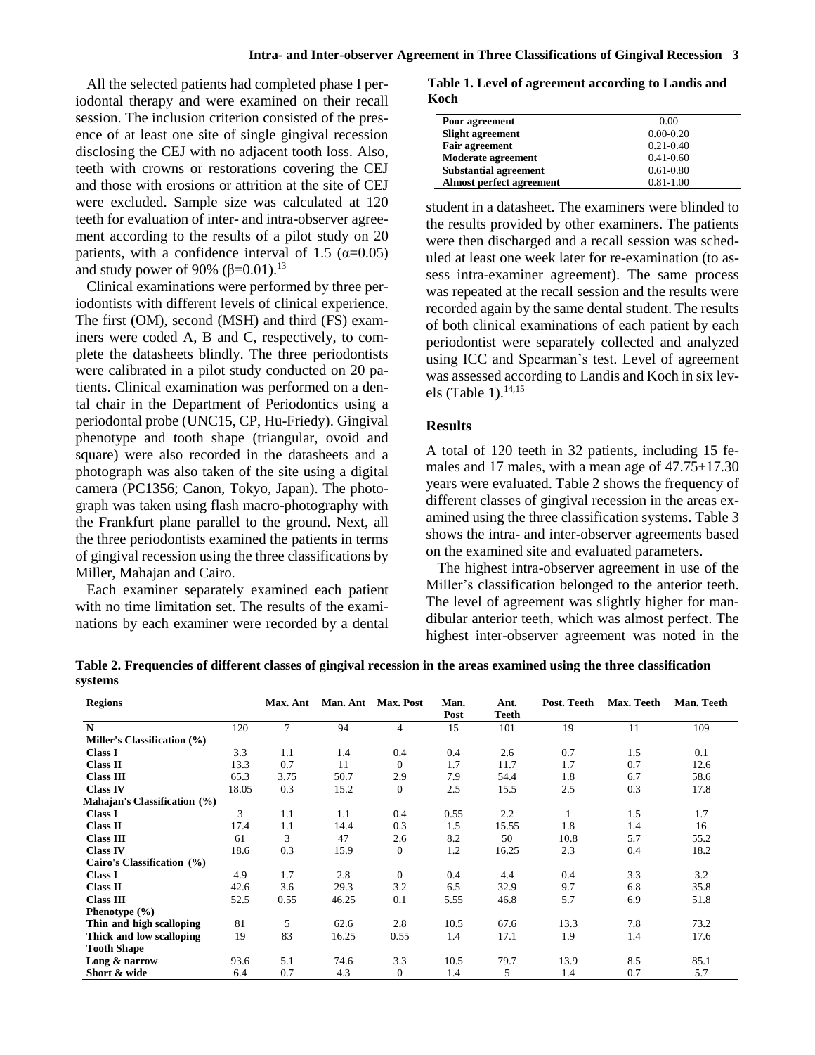All the selected patients had completed phase I periodontal therapy and were examined on their recall session. The inclusion criterion consisted of the presence of at least one site of single gingival recession disclosing the CEJ with no adjacent tooth loss. Also, teeth with crowns or restorations covering the CEJ and those with erosions or attrition at the site of CEJ were excluded. Sample size was calculated at 120 teeth for evaluation of inter- and intra-observer agreement according to the results of a pilot study on 20 patients, with a confidence interval of 1.5 ($\alpha$=0.05) and study power of 90% ($\beta$=0.01).[13]

Clinical examinations were performed by three periodontists with different levels of clinical experience. The first (OM), second (MSH) and third (FS) examiners were coded A, B and C, respectively, to complete the datasheets blindly. The three periodontists were calibrated in a pilot study conducted on 20 patients. Clinical examination was performed on a dental chair in the Department of Periodontics using a periodontal probe (UNC15, CP, Hu-Friedy). Gingival phenotype and tooth shape (triangular, ovoid and square) were also recorded in the datasheets and a photograph was also taken of the site using a digital camera (PC1356; Canon, Tokyo, Japan). The photograph was taken using flash macro-photography with the Frankfurt plane parallel to the ground. Next, all the three periodontists examined the patients in terms of gingival recession using the three classifications by Miller, Mahajan and Cairo.

Each examiner separately examined each patient with no time limitation set. The results of the examinations by each examiner were recorded by a dental student in a datasheet. The examiners were blinded to the results provided by other examiners. The patients were then discharged and a recall session was scheduled at least one week later for re-examination (to assess intra-examiner agreement). The same process was repeated at the recall session and the results were recorded again by the same dental student. The results of both clinical examinations of each patient by each periodontist were separately collected and analyzed using ICC and Spearman's test. Level of agreement was assessed according to Landis and Koch in six levels (Table 1).[14,15]

**Table 1. Level of agreement according to Landis and Koch**

| | |
|---|---|
| **Poor agreement** | 0.00 |
| **Slight agreement** | 0.00-0.20 |
| **Fair agreement** | 0.21-0.40 |
| **Moderate agreement** | 0.41-0.60 |
| **Substantial agreement** | 0.61-0.80 |
| **Almost perfect agreement** | 0.81-1.00 |

## Results

A total of 120 teeth in 32 patients, including 15 females and 17 males, with a mean age of 47.75±17.30 years were evaluated. Table 2 shows the frequency of different classes of gingival recession in the areas examined using the three classification systems. Table 3 shows the intra- and inter-observer agreements based on the examined site and evaluated parameters.

The highest intra-observer agreement in use of the Miller's classification belonged to the anterior teeth. The level of agreement was slightly higher for mandibular anterior teeth, which was almost perfect. The highest inter-observer agreement was noted in the

**Table 2. Frequencies of different classes of gingival recession in the areas examined using the three classification systems**

| Regions | | Max. Ant | Man. Ant | Max. Post | Man. Post | Ant. Teeth | Post. Teeth | Max. Teeth | Man. Teeth |
|---|---|---|---|---|---|---|---|---|---|
| **N** | 120 | 7 | 94 | 4 | 15 | 101 | 19 | 11 | 109 |
| **Miller's Classification (%)** | | | | | | | | | |
| **Class I** | 3.3 | 1.1 | 1.4 | 0.4 | 0.4 | 2.6 | 0.7 | 1.5 | 0.1 |
| **Class II** | 13.3 | 0.7 | 11 | 0 | 1.7 | 11.7 | 1.7 | 0.7 | 12.6 |
| **Class III** | 65.3 | 3.75 | 50.7 | 2.9 | 7.9 | 54.4 | 1.8 | 6.7 | 58.6 |
| **Class IV** | 18.05 | 0.3 | 15.2 | 0 | 2.5 | 15.5 | 2.5 | 0.3 | 17.8 |
| **Mahajan's Classification (%)** | | | | | | | | | |
| **Class I** | 3 | 1.1 | 1.1 | 0.4 | 0.55 | 2.2 | 1 | 1.5 | 1.7 |
| **Class II** | 17.4 | 1.1 | 14.4 | 0.3 | 1.5 | 15.55 | 1.8 | 1.4 | 16 |
| **Class III** | 61 | 3 | 47 | 2.6 | 8.2 | 50 | 10.8 | 5.7 | 55.2 |
| **Class IV** | 18.6 | 0.3 | 15.9 | 0 | 1.2 | 16.25 | 2.3 | 0.4 | 18.2 |
| **Cairo's Classification (%)** | | | | | | | | | |
| **Class I** | 4.9 | 1.7 | 2.8 | 0 | 0.4 | 4.4 | 0.4 | 3.3 | 3.2 |
| **Class II** | 42.6 | 3.6 | 29.3 | 3.2 | 6.5 | 32.9 | 9.7 | 6.8 | 35.8 |
| **Class III** | 52.5 | 0.55 | 46.25 | 0.1 | 5.55 | 46.8 | 5.7 | 6.9 | 51.8 |
| **Phenotype (%)** | | | | | | | | | |
| **Thin and high scalloping** | 81 | 5 | 62.6 | 2.8 | 10.5 | 67.6 | 13.3 | 7.8 | 73.2 |
| **Thick and low scalloping** | 19 | 83 | 16.25 | 0.55 | 1.4 | 17.1 | 1.9 | 1.4 | 17.6 |
| **Tooth Shape** | | | | | | | | | |
| **Long & narrow** | 93.6 | 5.1 | 74.6 | 3.3 | 10.5 | 79.7 | 13.9 | 8.5 | 85.1 |
| **Short & wide** | 6.4 | 0.7 | 4.3 | 0 | 1.4 | 5 | 1.4 | 0.7 | 5.7 |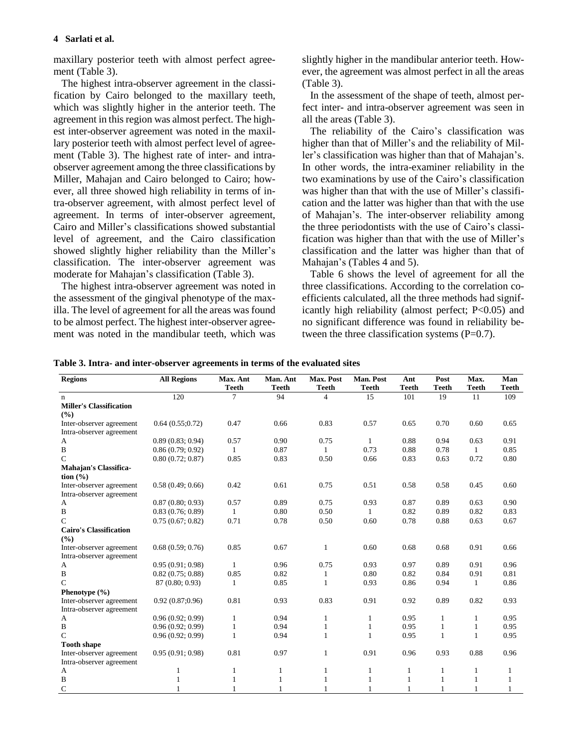maxillary posterior teeth with almost perfect agreement (Table 3).

The highest intra-observer agreement in the classification by Cairo belonged to the maxillary teeth, which was slightly higher in the anterior teeth. The agreement in this region was almost perfect. The highest inter-observer agreement was noted in the maxillary posterior teeth with almost perfect level of agreement (Table 3). The highest rate of inter- and intra-observer agreement among the three classifications by Miller, Mahajan and Cairo belonged to Cairo; however, all three showed high reliability in terms of intra-observer agreement, with almost perfect level of agreement. In terms of inter-observer agreement, Cairo and Miller's classifications showed substantial level of agreement, and the Cairo classification showed slightly higher reliability than the Miller's classification. The inter-observer agreement was moderate for Mahajan's classification (Table 3).

The highest intra-observer agreement was noted in the assessment of the gingival phenotype of the maxilla. The level of agreement for all the areas was found to be almost perfect. The highest inter-observer agreement was noted in the mandibular teeth, which was slightly higher in the mandibular anterior teeth. However, the agreement was almost perfect in all the areas (Table 3).

In the assessment of the shape of teeth, almost perfect inter- and intra-observer agreement was seen in all the areas (Table 3).

The reliability of the Cairo's classification was higher than that of Miller's and the reliability of Miller's classification was higher than that of Mahajan's. In other words, the intra-examiner reliability in the two examinations by use of the Cairo's classification was higher than that with the use of Miller's classification and the latter was higher than that with the use of Mahajan's. The inter-observer reliability among the three periodontists with the use of Cairo's classification was higher than that with the use of Miller's classification and the latter was higher than that of Mahajan's (Tables 4 and 5).

Table 6 shows the level of agreement for all the three classifications. According to the correlation coefficients calculated, all the three methods had significantly high reliability (almost perfect; $P<0.05$) and no significant difference was found in reliability between the three classification systems ($P=0.7$).

**Table 3. Intra- and inter-observer agreements in terms of the evaluated sites**

| Regions | All Regions | Max. Ant Teeth | Man. Ant Teeth | Max. Post Teeth | Man. Post Teeth | Ant Teeth | Post Teeth | Max. Teeth | Man Teeth |
|---|---|---|---|---|---|---|---|---|---|
| n | 120 | 7 | 94 | 4 | 15 | 101 | 19 | 11 | 109 |
| **Miller's Classification (%)** | | | | | | | | | |
| Inter-observer agreement | 0.64 (0.55;0.72) | 0.47 | 0.66 | 0.83 | 0.57 | 0.65 | 0.70 | 0.60 | 0.65 |
| Intra-observer agreement | | | | | | | | | |
| A | 0.89 (0.83; 0.94) | 0.57 | 0.90 | 0.75 | 1 | 0.88 | 0.94 | 0.63 | 0.91 |
| B | 0.86 (0.79; 0.92) | 1 | 0.87 | 1 | 0.73 | 0.88 | 0.78 | 1 | 0.85 |
| C | 0.80 (0.72; 0.87) | 0.85 | 0.83 | 0.50 | 0.66 | 0.83 | 0.63 | 0.72 | 0.80 |
| **Mahajan's Classification (%)** | | | | | | | | | |
| Inter-observer agreement | 0.58 (0.49; 0.66) | 0.42 | 0.61 | 0.75 | 0.51 | 0.58 | 0.58 | 0.45 | 0.60 |
| Intra-observer agreement | | | | | | | | | |
| A | 0.87 (0.80; 0.93) | 0.57 | 0.89 | 0.75 | 0.93 | 0.87 | 0.89 | 0.63 | 0.90 |
| B | 0.83 (0.76; 0.89) | 1 | 0.80 | 0.50 | 1 | 0.82 | 0.89 | 0.82 | 0.83 |
| C | 0.75 (0.67; 0.82) | 0.71 | 0.78 | 0.50 | 0.60 | 0.78 | 0.88 | 0.63 | 0.67 |
| **Cairo's Classification (%)** | | | | | | | | | |
| Inter-observer agreement | 0.68 (0.59; 0.76) | 0.85 | 0.67 | 1 | 0.60 | 0.68 | 0.68 | 0.91 | 0.66 |
| Intra-observer agreement | | | | | | | | | |
| A | 0.95 (0.91; 0.98) | 1 | 0.96 | 0.75 | 0.93 | 0.97 | 0.89 | 0.91 | 0.96 |
| B | 0.82 (0.75; 0.88) | 0.85 | 0.82 | 1 | 0.80 | 0.82 | 0.84 | 0.91 | 0.81 |
| C | 87 (0.80; 0.93) | 1 | 0.85 | 1 | 0.93 | 0.86 | 0.94 | 1 | 0.86 |
| **Phenotype (%)** | | | | | | | | | |
| Inter-observer agreement | 0.92 (0.87;0.96) | 0.81 | 0.93 | 0.83 | 0.91 | 0.92 | 0.89 | 0.82 | 0.93 |
| Intra-observer agreement | | | | | | | | | |
| A | 0.96 (0.92; 0.99) | 1 | 0.94 | 1 | 1 | 0.95 | 1 | 1 | 0.95 |
| B | 0.96 (0.92; 0.99) | 1 | 0.94 | 1 | 1 | 0.95 | 1 | 1 | 0.95 |
| C | 0.96 (0.92; 0.99) | 1 | 0.94 | 1 | 1 | 0.95 | 1 | 1 | 0.95 |
| **Tooth shape** | | | | | | | | | |
| Inter-observer agreement | 0.95 (0.91; 0.98) | 0.81 | 0.97 | 1 | 0.91 | 0.96 | 0.93 | 0.88 | 0.96 |
| Intra-observer agreement | | | | | | | | | |
| A | 1 | 1 | 1 | 1 | 1 | 1 | 1 | 1 | 1 |
| B | 1 | 1 | 1 | 1 | 1 | 1 | 1 | 1 | 1 |
| C | 1 | 1 | 1 | 1 | 1 | 1 | 1 | 1 | 1 |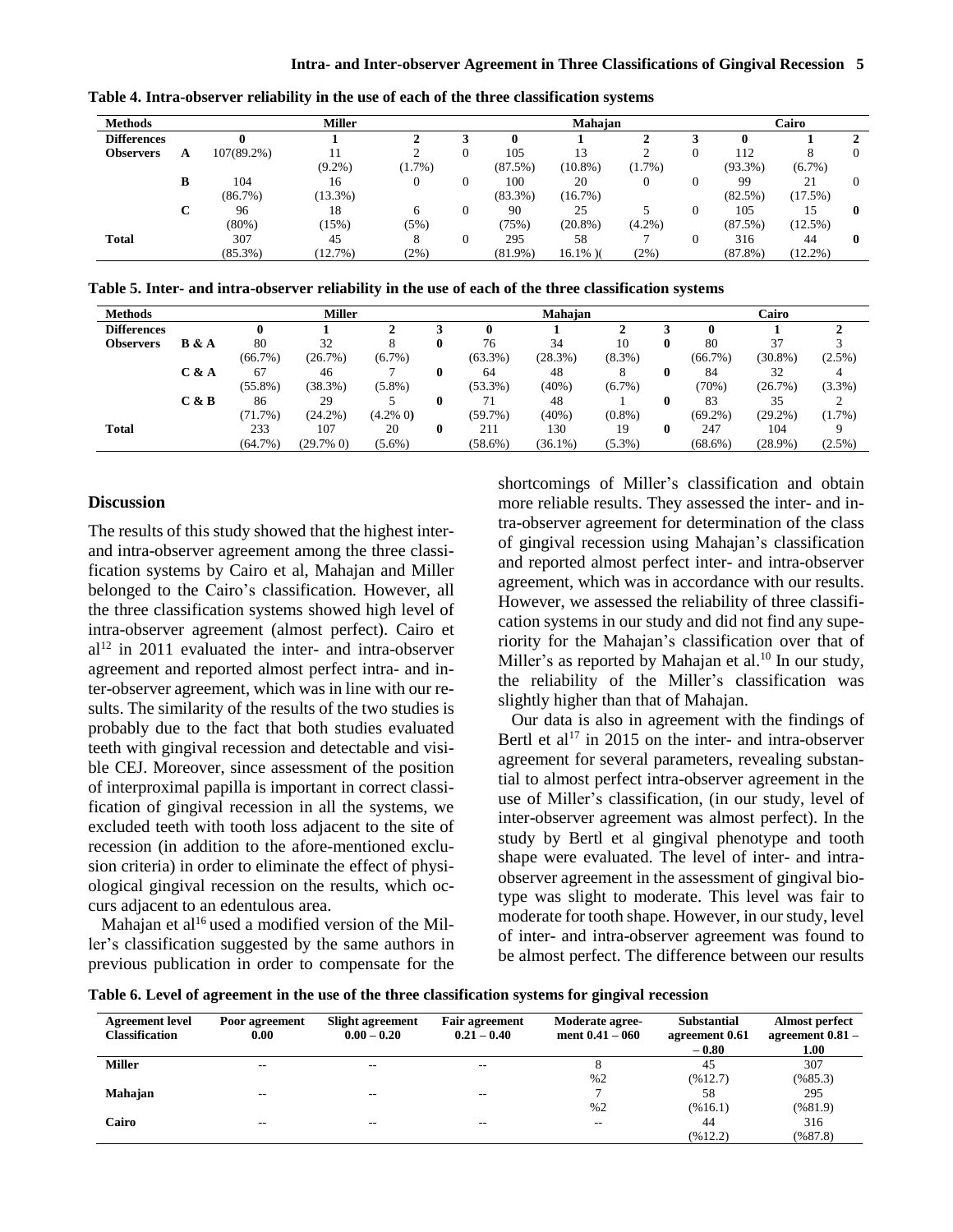**Table 4. Intra-observer reliability in the use of each of the three classification systems**

| Methods | | Miller | | | | Mahajan | | | | Cairo | | |
|---|---|---|---|---|---|---|---|---|---|---|---|---|
| **Differences** | | **0** | **1** | **2** | **3** | **0** | **1** | **2** | **3** | **0** | **1** | **2** |
| **Observers** | **A** | 107(89.2%) | 11 (9.2%) | 2 (1.7%) | 0 | 105 (87.5%) | 13 (10.8%) | 2 (1.7%) | 0 | 112 (93.3%) | 8 (6.7%) | 0 |
| | **B** | 104 (86.7%) | 16 (13.3%) | 0 | 0 | 100 (83.3%) | 20 (16.7%) | 0 | 0 | 99 (82.5%) | 21 (17.5%) | 0 |
| | **C** | 96 (80%) | 18 (15%) | 6 (5%) | 0 | 90 (75%) | 25 (20.8%) | 5 (4.2%) | 0 | 105 (87.5%) | 15 (12.5%) | **0** |
| **Total** | | 307 (85.3%) | 45 (12.7%) | 8 (2%) | 0 | 295 (81.9%) | 58 16.1% )( | 7 (2%) | 0 | 316 (87.8%) | 44 (12.2%) | **0** |

**Table 5. Inter- and intra-observer reliability in the use of each of the three classification systems**

| Methods | | Miller | | | | Mahajan | | | | Cairo | | |
|---|---|---|---|---|---|---|---|---|---|---|---|---|
| **Differences** | | **0** | **1** | **2** | **3** | **0** | **1** | **2** | **3** | **0** | **1** | **2** |
| **Observers** | **B & A** | 80 (66.7%) | 32 (26.7%) | 8 (6.7%) | **0** | 76 (63.3%) | 34 (28.3%) | 10 (8.3%) | **0** | 80 (66.7%) | 37 (30.8%) | 3 (2.5%) |
| | **C & A** | 67 (55.8%) | 46 (38.3%) | 7 (5.8%) | **0** | 64 (53.3%) | 48 (40%) | 8 (6.7%) | **0** | 84 (70%) | 32 (26.7%) | 4 (3.3%) |
| | **C & B** | 86 (71.7%) | 29 (24.2%) | 5 (4.2% 0) | **0** | 71 (59.7%) | 48 (40%) | 1 (0.8%) | **0** | 83 (69.2%) | 35 (29.2%) | 2 (1.7%) |
| **Total** | | 233 (64.7%) | 107 (29.7% 0) | 20 (5.6%) | **0** | 211 (58.6%) | 130 (36.1%) | 19 (5.3%) | **0** | 247 (68.6%) | 104 (28.9%) | 9 (2.5%) |

## Discussion

The results of this study showed that the highest inter- and intra-observer agreement among the three classification systems by Cairo et al, Mahajan and Miller belonged to the Cairo's classification. However, all the three classification systems showed high level of intra-observer agreement (almost perfect). Cairo et al[12] in 2011 evaluated the inter- and intra-observer agreement and reported almost perfect intra- and inter-observer agreement, which was in line with our results. The similarity of the results of the two studies is probably due to the fact that both studies evaluated teeth with gingival recession and detectable and visible CEJ. Moreover, since assessment of the position of interproximal papilla is important in correct classification of gingival recession in all the systems, we excluded teeth with tooth loss adjacent to the site of recession (in addition to the afore-mentioned exclusion criteria) in order to eliminate the effect of physiological gingival recession on the results, which occurs adjacent to an edentulous area.

Mahajan et al[16] used a modified version of the Miller's classification suggested by the same authors in previous publication in order to compensate for the shortcomings of Miller's classification and obtain more reliable results. They assessed the inter- and intra-observer agreement for determination of the class of gingival recession using Mahajan's classification and reported almost perfect inter- and intra-observer agreement, which was in accordance with our results. However, we assessed the reliability of three classification systems in our study and did not find any superiority for the Mahajan's classification over that of Miller's as reported by Mahajan et al.[10] In our study, the reliability of the Miller's classification was slightly higher than that of Mahajan.

Our data is also in agreement with the findings of Bertl et al[17] in 2015 on the inter- and intra-observer agreement for several parameters, revealing substantial to almost perfect intra-observer agreement in the use of Miller's classification, (in our study, level of inter-observer agreement was almost perfect). In the study by Bertl et al gingival phenotype and tooth shape were evaluated. The level of inter- and intra-observer agreement in the assessment of gingival biotype was slight to moderate. This level was fair to moderate for tooth shape. However, in our study, level of inter- and intra-observer agreement was found to be almost perfect. The difference between our results

**Table 6. Level of agreement in the use of the three classification systems for gingival recession**

| Agreement level Classification | Poor agreement 0.00 | Slight agreement 0.00 – 0.20 | Fair agreement 0.21 – 0.40 | Moderate agreement 0.41 – 060 | Substantial agreement 0.61 – 0.80 | Almost perfect agreement 0.81 – 1.00 |
|---|---|---|---|---|---|---|
| **Miller** | -- | -- | -- | 8 %2 | 45 (%12.7) | 307 (%85.3) |
| **Mahajan** | -- | -- | -- | 7 %2 | 58 (%16.1) | 295 (%81.9) |
| **Cairo** | -- | -- | -- | -- | 44 (%12.2) | 316 (%87.8) |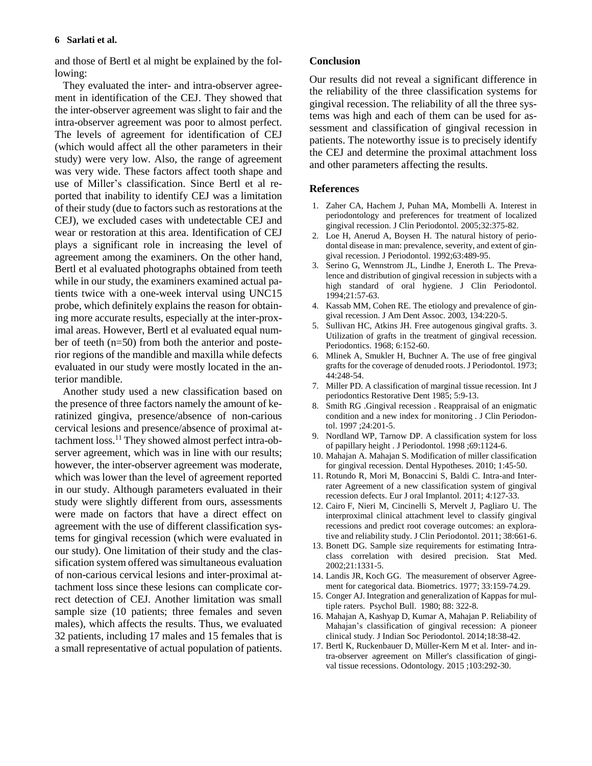and those of Bertl et al might be explained by the following:

They evaluated the inter- and intra-observer agreement in identification of the CEJ. They showed that the inter-observer agreement was slight to fair and the intra-observer agreement was poor to almost perfect. The levels of agreement for identification of CEJ (which would affect all the other parameters in their study) were very low. Also, the range of agreement was very wide. These factors affect tooth shape and use of Miller's classification. Since Bertl et al reported that inability to identify CEJ was a limitation of their study (due to factors such as restorations at the CEJ), we excluded cases with undetectable CEJ and wear or restoration at this area. Identification of CEJ plays a significant role in increasing the level of agreement among the examiners. On the other hand, Bertl et al evaluated photographs obtained from teeth while in our study, the examiners examined actual patients twice with a one-week interval using UNC15 probe, which definitely explains the reason for obtaining more accurate results, especially at the inter-proximal areas. However, Bertl et al evaluated equal number of teeth (n=50) from both the anterior and posterior regions of the mandible and maxilla while defects evaluated in our study were mostly located in the anterior mandible.

Another study used a new classification based on the presence of three factors namely the amount of keratinized gingiva, presence/absence of non-carious cervical lesions and presence/absence of proximal attachment loss.[11] They showed almost perfect intra-observer agreement, which was in line with our results; however, the inter-observer agreement was moderate, which was lower than the level of agreement reported in our study. Although parameters evaluated in their study were slightly different from ours, assessments were made on factors that have a direct effect on agreement with the use of different classification systems for gingival recession (which were evaluated in our study). One limitation of their study and the classification system offered was simultaneous evaluation of non-carious cervical lesions and inter-proximal attachment loss since these lesions can complicate correct detection of CEJ. Another limitation was small sample size (10 patients; three females and seven males), which affects the results. Thus, we evaluated 32 patients, including 17 males and 15 females that is a small representative of actual population of patients.

## Conclusion

Our results did not reveal a significant difference in the reliability of the three classification systems for gingival recession. The reliability of all the three systems was high and each of them can be used for assessment and classification of gingival recession in patients. The noteworthy issue is to precisely identify the CEJ and determine the proximal attachment loss and other parameters affecting the results.

## References

1. Zaher CA, Hachem J, Puhan MA, Mombelli A. Interest in periodontology and preferences for treatment of localized gingival recession. J Clin Periodontol. 2005;32:375-82.
2. Loe H, Anerud A, Boysen H. The natural history of periodontal disease in man: prevalence, severity, and extent of gingival recession. J Periodontol. 1992;63:489-95.
3. Serino G, Wennstrom JL, Lindhe J, Eneroth L. The Prevalence and distribution of gingival recession in subjects with a high standard of oral hygiene. J Clin Periodontol. 1994;21:57-63.
4. Kassab MM, Cohen RE. The etiology and prevalence of gingival recession. J Am Dent Assoc. 2003, 134:220-5.
5. Sullivan HC, Atkins JH. Free autogenous gingival grafts. 3. Utilization of grafts in the treatment of gingival recession. Periodontics. 1968; 6:152-60.
6. Mlinek A, Smukler H, Buchner A. The use of free gingival grafts for the coverage of denuded roots. J Periodontol. 1973; 44:248-54.
7. Miller PD. A classification of marginal tissue recession. Int J periodontics Restorative Dent 1985; 5:9-13.
8. Smith RG .Gingival recession . Reappraisal of an enigmatic condition and a new index for monitoring . J Clin Periodontol. 1997 ;24:201-5.
9. Nordland WP, Tarnow DP. A classification system for loss of papillary height . J Periodontol. 1998 ;69:1124-6.
10. Mahajan A. Mahajan S. Modification of miller classification for gingival recession. Dental Hypotheses. 2010; 1:45-50.
11. Rotundo R, Mori M, Bonaccini S, Baldi C. Intra-and Inter-rater Agreement of a new classification system of gingival recession defects. Eur J oral Implantol. 2011; 4:127-33.
12. Cairo F, Nieri M, Cincinelli S, Mervelt J, Pagliaro U. The interproximal clinical attachment level to classify gingival recessions and predict root coverage outcomes: an explorative and reliability study. J Clin Periodontol. 2011; 38:661-6.
13. Bonett DG. Sample size requirements for estimating Intraclass correlation with desired precision. Stat Med. 2002;21:1331-5.
14. Landis JR, Koch GG. The measurement of observer Agreement for categorical data. Biometrics. 1977; 33:159-74.29.
15. Conger AJ. Integration and generalization of Kappas for multiple raters. Psychol Bull. 1980; 88: 322-8.
16. Mahajan A, Kashyap D, Kumar A, Mahajan P. Reliability of Mahajan's classification of gingival recession: A pioneer clinical study. J Indian Soc Periodontol. 2014;18:38-42.
17. Bertl K, Ruckenbauer D, Müller-Kern M et al. Inter- and intra-observer agreement on Miller's classification of gingival tissue recessions. Odontology. 2015 ;103:292-30.